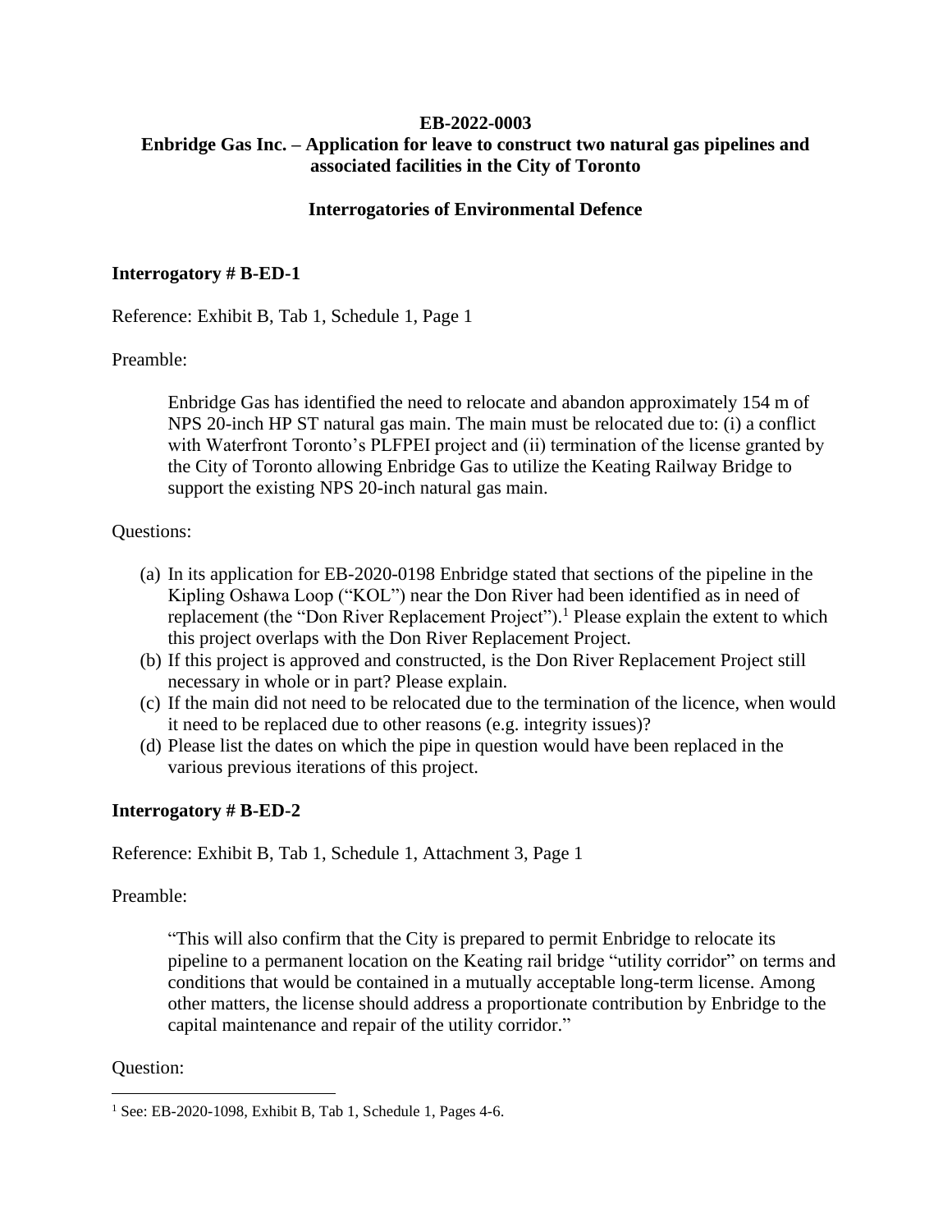**EB-2022-0003**

**Enbridge Gas Inc. – Application for leave to construct two natural gas pipelines and associated facilities in the City of Toronto**

**Interrogatories of Environmental Defence**

**Interrogatory # B-ED-1**

Reference: Exhibit B, Tab 1, Schedule 1, Page 1

Preamble:

> Enbridge Gas has identified the need to relocate and abandon approximately 154 m of NPS 20-inch HP ST natural gas main. The main must be relocated due to: (i) a conflict with Waterfront Toronto's PLFPEI project and (ii) termination of the license granted by the City of Toronto allowing Enbridge Gas to utilize the Keating Railway Bridge to support the existing NPS 20-inch natural gas main.

Questions:

(a) In its application for EB-2020-0198 Enbridge stated that sections of the pipeline in the Kipling Oshawa Loop ("KOL") near the Don River had been identified as in need of replacement (the "Don River Replacement Project").[1] Please explain the extent to which this project overlaps with the Don River Replacement Project.

(b) If this project is approved and constructed, is the Don River Replacement Project still necessary in whole or in part? Please explain.

(c) If the main did not need to be relocated due to the termination of the licence, when would it need to be replaced due to other reasons (e.g. integrity issues)?

(d) Please list the dates on which the pipe in question would have been replaced in the various previous iterations of this project.

**Interrogatory # B-ED-2**

Reference: Exhibit B, Tab 1, Schedule 1, Attachment 3, Page 1

Preamble:

> "This will also confirm that the City is prepared to permit Enbridge to relocate its pipeline to a permanent location on the Keating rail bridge "utility corridor" on terms and conditions that would be contained in a mutually acceptable long-term license. Among other matters, the license should address a proportionate contribution by Enbridge to the capital maintenance and repair of the utility corridor."

Question:

[1] See: EB-2020-1098, Exhibit B, Tab 1, Schedule 1, Pages 4-6.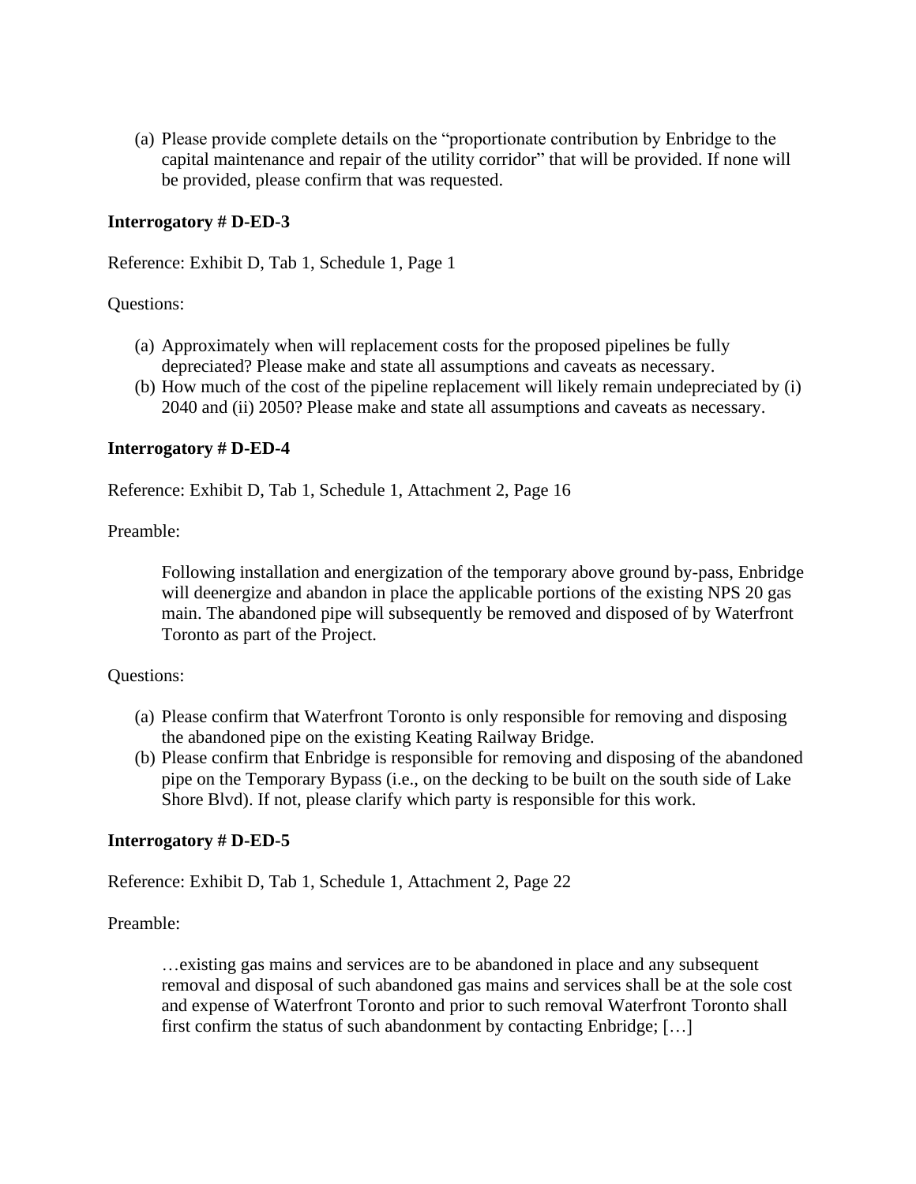(a) Please provide complete details on the "proportionate contribution by Enbridge to the capital maintenance and repair of the utility corridor" that will be provided. If none will be provided, please confirm that was requested.

**Interrogatory # D-ED-3**

Reference: Exhibit D, Tab 1, Schedule 1, Page 1

Questions:

(a) Approximately when will replacement costs for the proposed pipelines be fully depreciated? Please make and state all assumptions and caveats as necessary.

(b) How much of the cost of the pipeline replacement will likely remain undepreciated by (i) 2040 and (ii) 2050? Please make and state all assumptions and caveats as necessary.

**Interrogatory # D-ED-4**

Reference: Exhibit D, Tab 1, Schedule 1, Attachment 2, Page 16

Preamble:

> Following installation and energization of the temporary above ground by-pass, Enbridge will deenergize and abandon in place the applicable portions of the existing NPS 20 gas main. The abandoned pipe will subsequently be removed and disposed of by Waterfront Toronto as part of the Project.

Questions:

(a) Please confirm that Waterfront Toronto is only responsible for removing and disposing the abandoned pipe on the existing Keating Railway Bridge.

(b) Please confirm that Enbridge is responsible for removing and disposing of the abandoned pipe on the Temporary Bypass (i.e., on the decking to be built on the south side of Lake Shore Blvd). If not, please clarify which party is responsible for this work.

**Interrogatory # D-ED-5**

Reference: Exhibit D, Tab 1, Schedule 1, Attachment 2, Page 22

Preamble:

> …existing gas mains and services are to be abandoned in place and any subsequent removal and disposal of such abandoned gas mains and services shall be at the sole cost and expense of Waterfront Toronto and prior to such removal Waterfront Toronto shall first confirm the status of such abandonment by contacting Enbridge; […]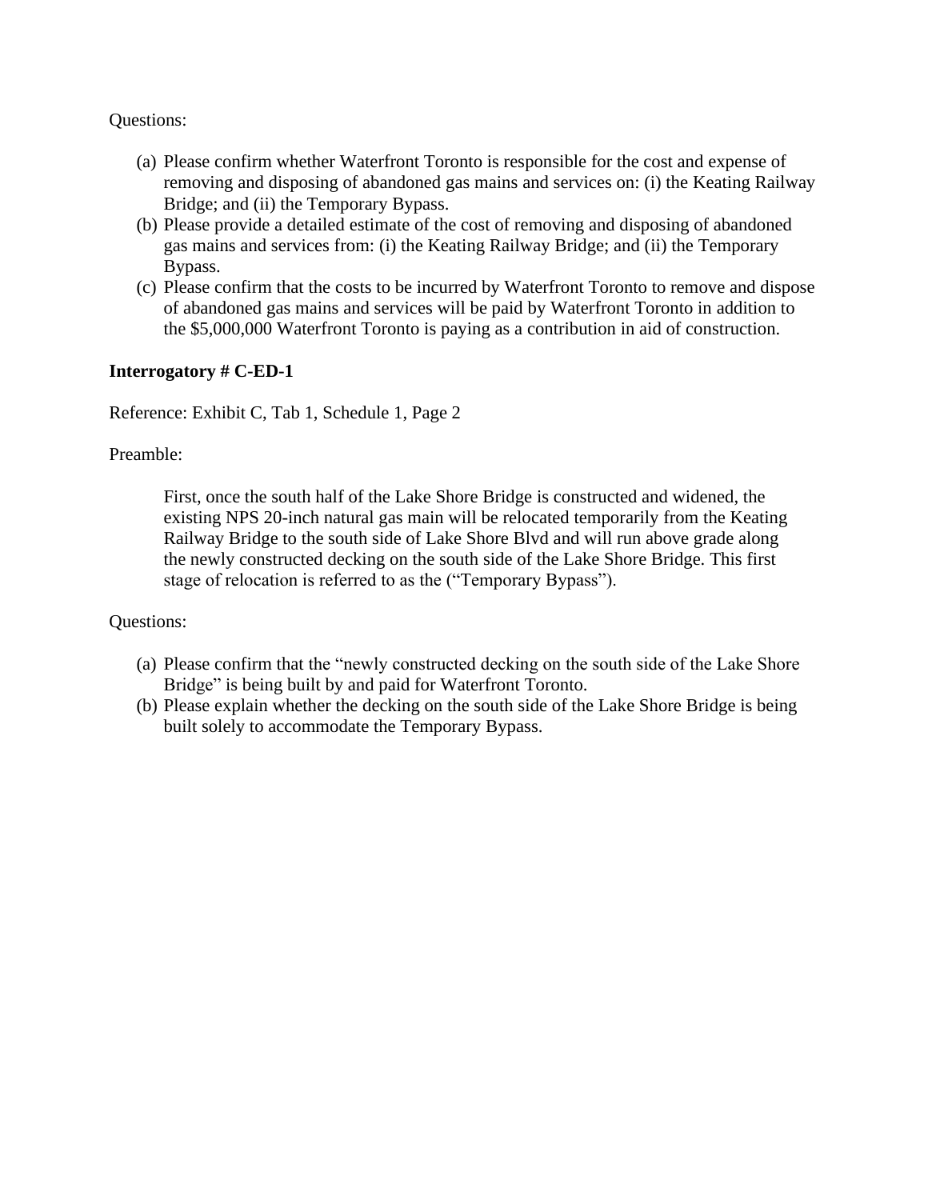Questions:

(a) Please confirm whether Waterfront Toronto is responsible for the cost and expense of removing and disposing of abandoned gas mains and services on: (i) the Keating Railway Bridge; and (ii) the Temporary Bypass.

(b) Please provide a detailed estimate of the cost of removing and disposing of abandoned gas mains and services from: (i) the Keating Railway Bridge; and (ii) the Temporary Bypass.

(c) Please confirm that the costs to be incurred by Waterfront Toronto to remove and dispose of abandoned gas mains and services will be paid by Waterfront Toronto in addition to the $5,000,000 Waterfront Toronto is paying as a contribution in aid of construction.

**Interrogatory # C-ED-1**

Reference: Exhibit C, Tab 1, Schedule 1, Page 2

Preamble:

> First, once the south half of the Lake Shore Bridge is constructed and widened, the existing NPS 20-inch natural gas main will be relocated temporarily from the Keating Railway Bridge to the south side of Lake Shore Blvd and will run above grade along the newly constructed decking on the south side of the Lake Shore Bridge. This first stage of relocation is referred to as the ("Temporary Bypass").

Questions:

(a) Please confirm that the "newly constructed decking on the south side of the Lake Shore Bridge" is being built by and paid for Waterfront Toronto.

(b) Please explain whether the decking on the south side of the Lake Shore Bridge is being built solely to accommodate the Temporary Bypass.